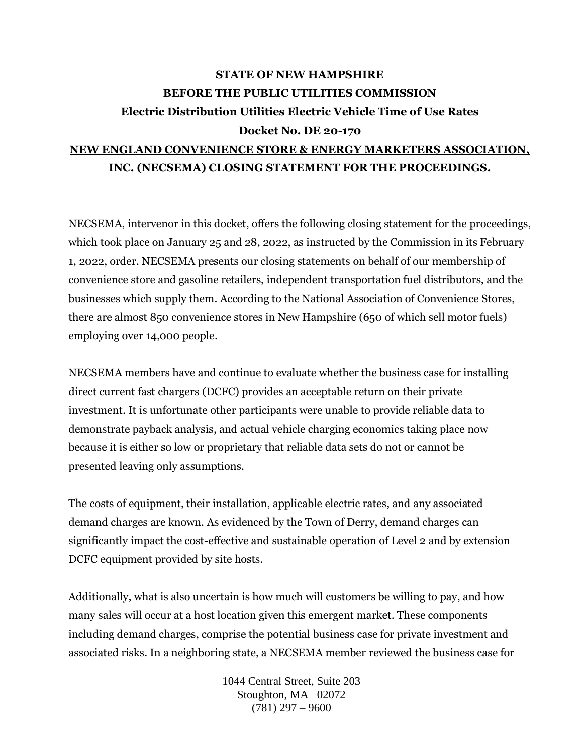**STATE OF NEW HAMPSHIRE**

**BEFORE THE PUBLIC UTILITIES COMMISSION**

**Electric Distribution Utilities Electric Vehicle Time of Use Rates**

**Docket No. DE 20-170**

**NEW ENGLAND CONVENIENCE STORE & ENERGY MARKETERS ASSOCIATION, INC. (NECSEMA) CLOSING STATEMENT FOR THE PROCEEDINGS.**

NECSEMA, intervenor in this docket, offers the following closing statement for the proceedings, which took place on January 25 and 28, 2022, as instructed by the Commission in its February 1, 2022, order. NECSEMA presents our closing statements on behalf of our membership of convenience store and gasoline retailers, independent transportation fuel distributors, and the businesses which supply them. According to the National Association of Convenience Stores, there are almost 850 convenience stores in New Hampshire (650 of which sell motor fuels) employing over 14,000 people.

NECSEMA members have and continue to evaluate whether the business case for installing direct current fast chargers (DCFC) provides an acceptable return on their private investment. It is unfortunate other participants were unable to provide reliable data to demonstrate payback analysis, and actual vehicle charging economics taking place now because it is either so low or proprietary that reliable data sets do not or cannot be presented leaving only assumptions.

The costs of equipment, their installation, applicable electric rates, and any associated demand charges are known. As evidenced by the Town of Derry, demand charges can significantly impact the cost-effective and sustainable operation of Level 2 and by extension DCFC equipment provided by site hosts.

Additionally, what is also uncertain is how much will customers be willing to pay, and how many sales will occur at a host location given this emergent market. These components including demand charges, comprise the potential business case for private investment and associated risks. In a neighboring state, a NECSEMA member reviewed the business case for

1044 Central Street, Suite 203
Stoughton, MA 02072
(781) 297 – 9600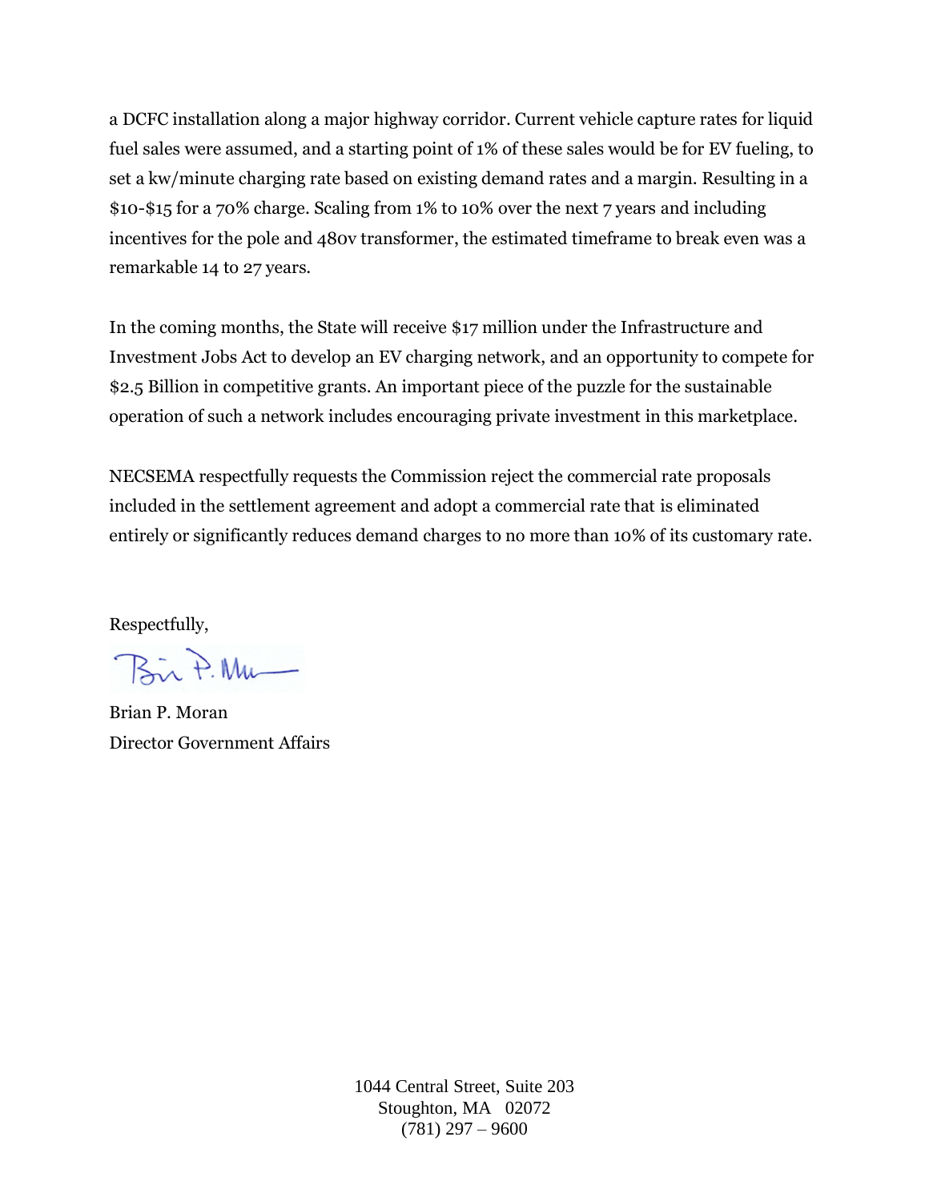a DCFC installation along a major highway corridor. Current vehicle capture rates for liquid fuel sales were assumed, and a starting point of 1% of these sales would be for EV fueling, to set a kw/minute charging rate based on existing demand rates and a margin. Resulting in a $10-$15 for a 70% charge. Scaling from 1% to 10% over the next 7 years and including incentives for the pole and 480v transformer, the estimated timeframe to break even was a remarkable 14 to 27 years.

In the coming months, the State will receive $17 million under the Infrastructure and Investment Jobs Act to develop an EV charging network, and an opportunity to compete for $2.5 Billion in competitive grants. An important piece of the puzzle for the sustainable operation of such a network includes encouraging private investment in this marketplace.

NECSEMA respectfully requests the Commission reject the commercial rate proposals included in the settlement agreement and adopt a commercial rate that is eliminated entirely or significantly reduces demand charges to no more than 10% of its customary rate.

Respectfully,

Brian P. Moran
Director Government Affairs

1044 Central Street, Suite 203
Stoughton, MA 02072
(781) 297 – 9600